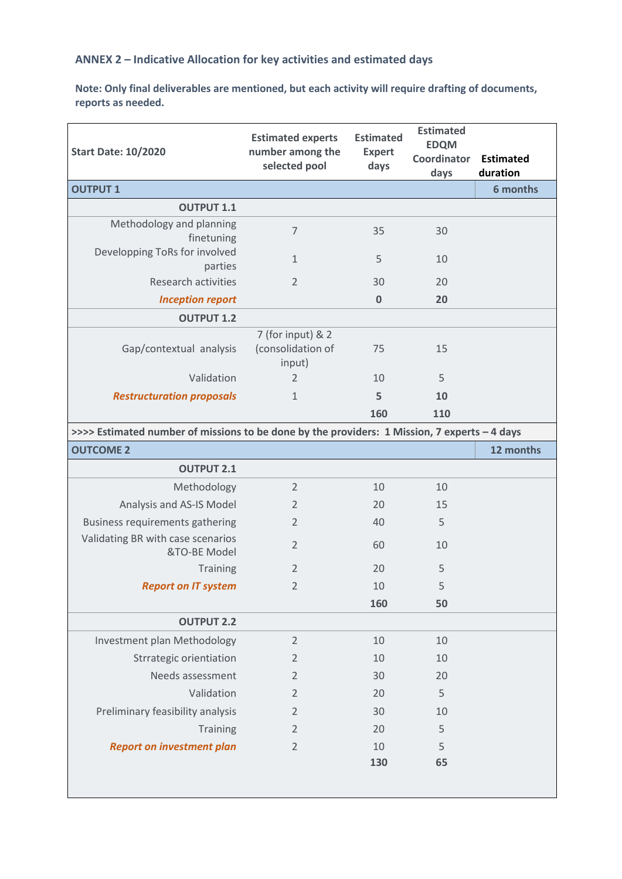## ANNEX 2 – Indicative Allocation for key activities and estimated days

**Note: Only final deliverables are mentioned, but each activity will require drafting of documents, reports as needed.**

| Start Date: 10/2020 | Estimated experts number among the selected pool | Estimated Expert days | Estimated EDQM Coordinator days | Estimated duration |
|---|---|---|---|---|
| **OUTPUT 1** | | | | **6 months** |
| **OUTPUT 1.1** | | | | |
| Methodology and planning finetuning | 7 | 35 | 30 | |
| Developping ToRs for involved parties | 1 | 5 | 10 | |
| Research activities | 2 | 30 | 20 | |
| ***Inception report*** | | **0** | **20** | |
| **OUTPUT 1.2** | | | | |
| Gap/contextual analysis | 7 (for input) & 2 (consolidation of input) | 75 | 15 | |
| Validation | 2 | 10 | 5 | |
| ***Restructuration proposals*** | 1 | **5** | **10** | |
| | | **160** | **110** | |
| **>>>> Estimated number of missions to be done by the providers: 1 Mission, 7 experts – 4 days** | | | | |
| **OUTCOME 2** | | | | **12 months** |
| **OUTPUT 2.1** | | | | |
| Methodology | 2 | 10 | 10 | |
| Analysis and AS-IS Model | 2 | 20 | 15 | |
| Business requirements gathering | 2 | 40 | 5 | |
| Validating BR with case scenarios &TO-BE Model | 2 | 60 | 10 | |
| Training | 2 | 20 | 5 | |
| ***Report on IT system*** | 2 | 10 | 5 | |
| | | **160** | **50** | |
| **OUTPUT 2.2** | | | | |
| Investment plan Methodology | 2 | 10 | 10 | |
| Strrategic orientiation | 2 | 10 | 10 | |
| Needs assessment | 2 | 30 | 20 | |
| Validation | 2 | 20 | 5 | |
| Preliminary feasibility analysis | 2 | 30 | 10 | |
| Training | 2 | 20 | 5 | |
| ***Report on investment plan*** | 2 | 10 | 5 | |
| | | **130** | **65** | |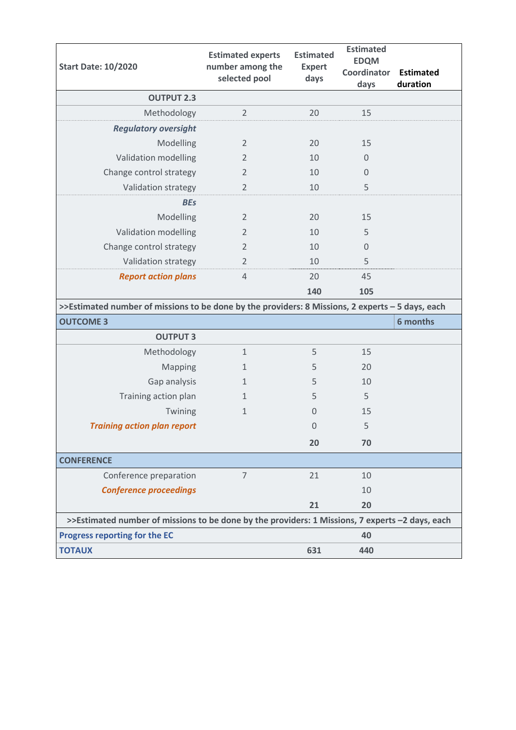| Start Date: 10/2020 | Estimated experts number among the selected pool | Estimated Expert days | Estimated EDQM Coordinator days | Estimated duration |
|---|---|---|---|---|
| **OUTPUT 2.3** | | | | |
| Methodology | 2 | 20 | 15 | |
| ***Regulatory oversight*** | | | | |
| Modelling | 2 | 20 | 15 | |
| Validation modelling | 2 | 10 | 0 | |
| Change control strategy | 2 | 10 | 0 | |
| Validation strategy | 2 | 10 | 5 | |
| ***BEs*** | | | | |
| Modelling | 2 | 20 | 15 | |
| Validation modelling | 2 | 10 | 5 | |
| Change control strategy | 2 | 10 | 0 | |
| Validation strategy | 2 | 10 | 5 | |
| ***Report action plans*** | 4 | 20 | 45 | |
| | | **140** | **105** | |
| **>>Estimated number of missions to be done by the providers: 8 Missions, 2 experts – 5 days, each** | | | | |
| **OUTCOME 3** | | | | **6 months** |
| **OUTPUT 3** | | | | |
| Methodology | 1 | 5 | 15 | |
| Mapping | 1 | 5 | 20 | |
| Gap analysis | 1 | 5 | 10 | |
| Training action plan | 1 | 5 | 5 | |
| Twining | 1 | 0 | 15 | |
| ***Training action plan report*** | | 0 | 5 | |
| | | **20** | **70** | |
| **CONFERENCE** | | | | |
| Conference preparation | 7 | 21 | 10 | |
| ***Conference proceedings*** | | | 10 | |
| | | **21** | **20** | |
| **>>Estimated number of missions to be done by the providers: 1 Missions, 7 experts –2 days, each** | | | | |
| **Progress reporting for the EC** | | | **40** | |
| **TOTAUX** | | **631** | **440** | |